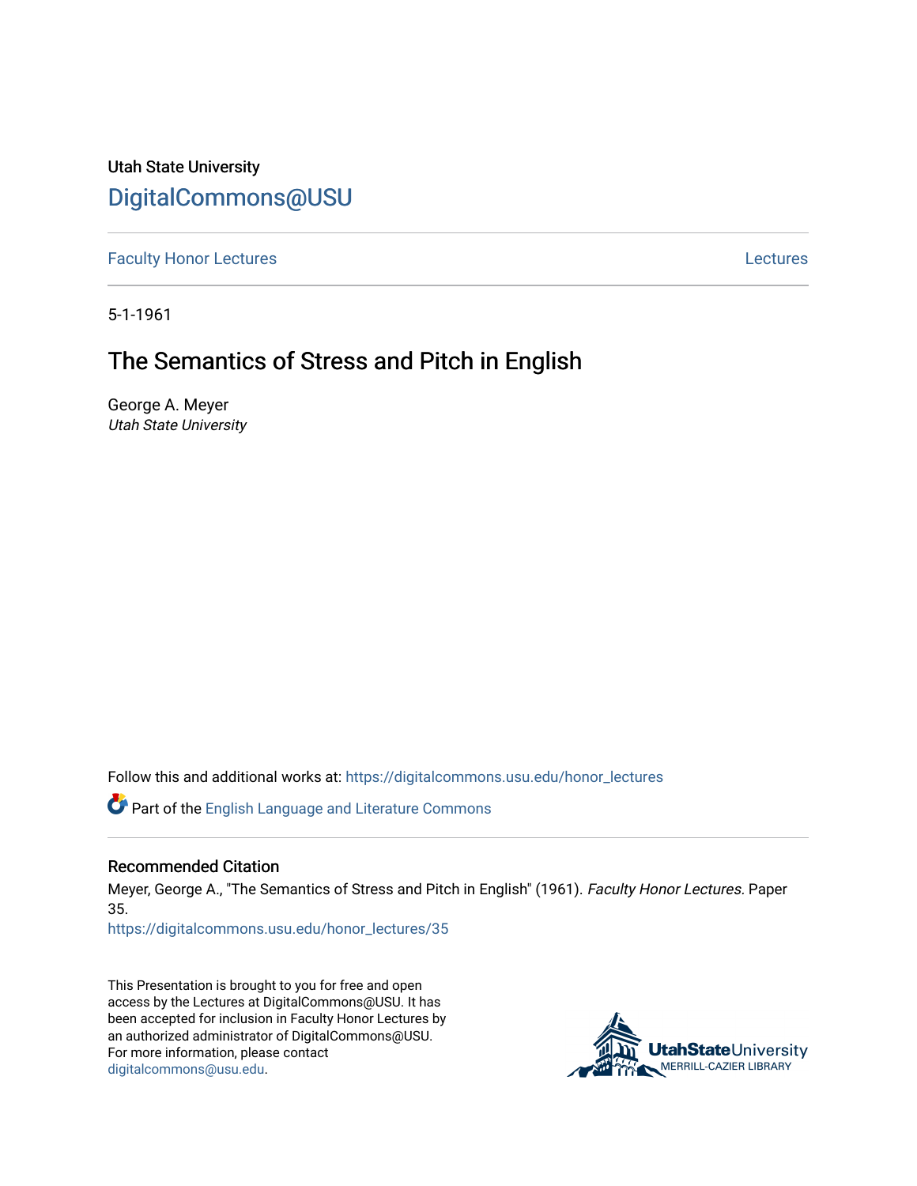Utah State University

# DigitalCommons@USU

Faculty Honor Lectures | Lectures

5-1-1961

## The Semantics of Stress and Pitch in English

George A. Meyer

*Utah State University*

Follow this and additional works at: https://digitalcommons.usu.edu/honor_lectures

Part of the English Language and Literature Commons

### Recommended Citation

Meyer, George A., "The Semantics of Stress and Pitch in English" (1961). *Faculty Honor Lectures.* Paper 35.

https://digitalcommons.usu.edu/honor_lectures/35

This Presentation is brought to you for free and open access by the Lectures at DigitalCommons@USU. It has been accepted for inclusion in Faculty Honor Lectures by an authorized administrator of DigitalCommons@USU. For more information, please contact digitalcommons@usu.edu.

UtahStateUniversity
MERRILL-CAZIER LIBRARY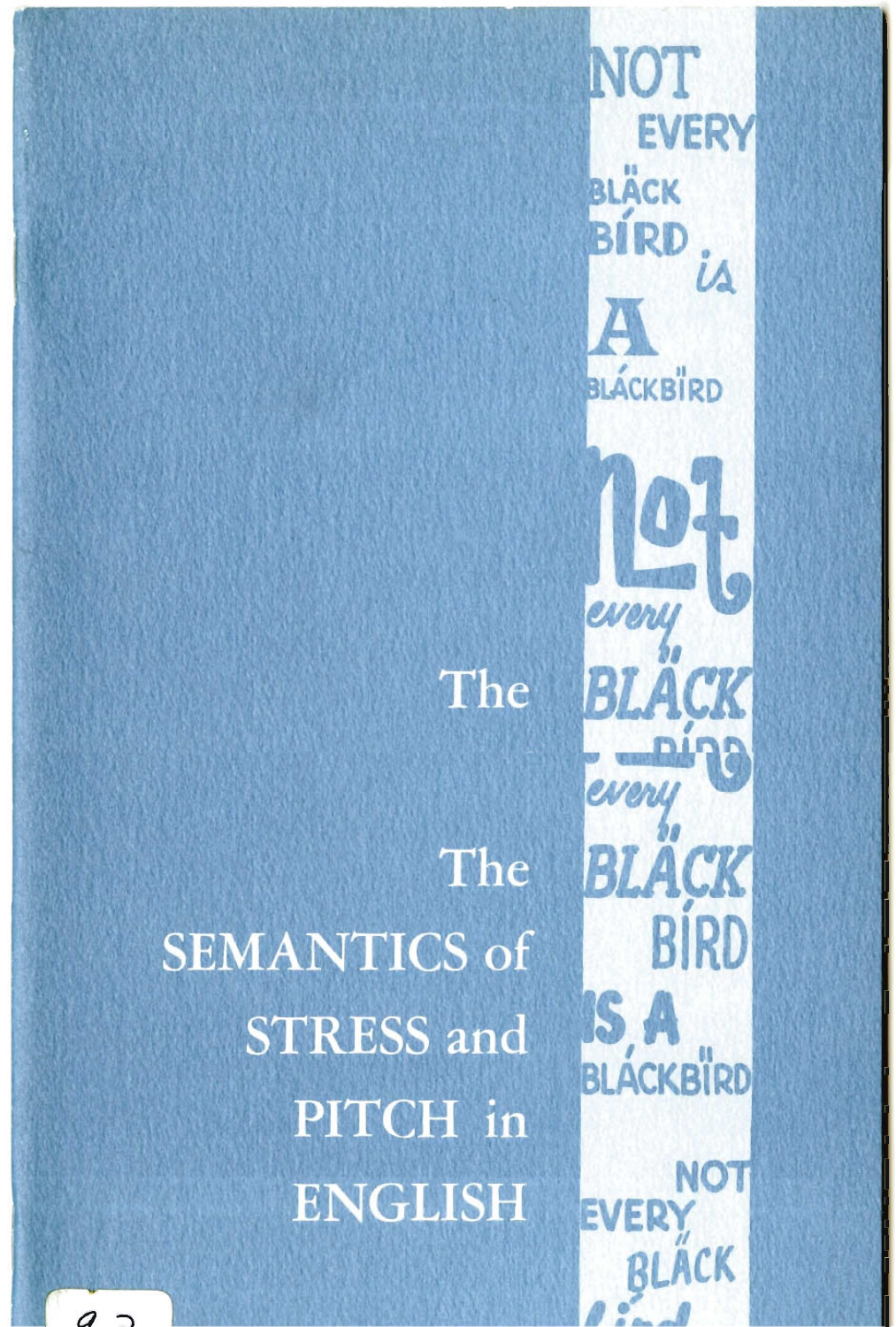The

The
SEMANTICS of
STRESS and
PITCH in
ENGLISH

NOT
EVERY
BLĂCK
BÍRD
is
A
BLÁCKBÏRD

Not
every
BLĂCK
bírd

every
BLĂCK
BÍRD
IS A
BLÁCKBÏRD

NOT
EVERY
BLĂCK
bird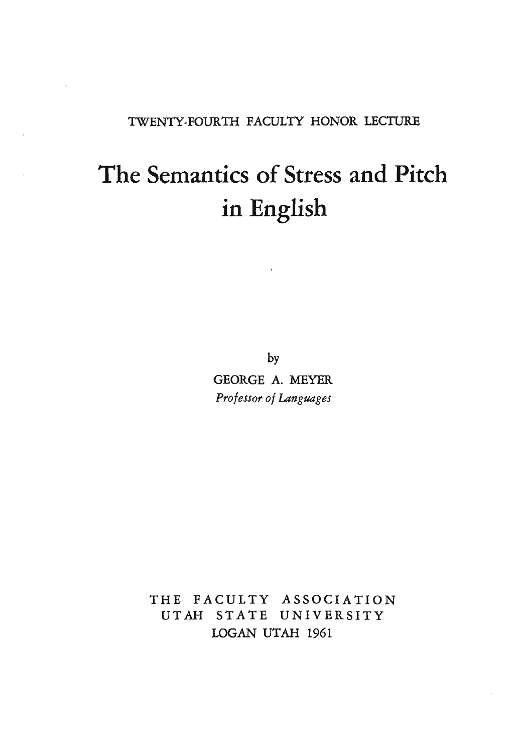TWENTY-FOURTH FACULTY HONOR LECTURE

# The Semantics of Stress and Pitch in English

by

GEORGE A. MEYER

*Professor of Languages*

THE FACULTY ASSOCIATION
UTAH STATE UNIVERSITY
LOGAN UTAH 1961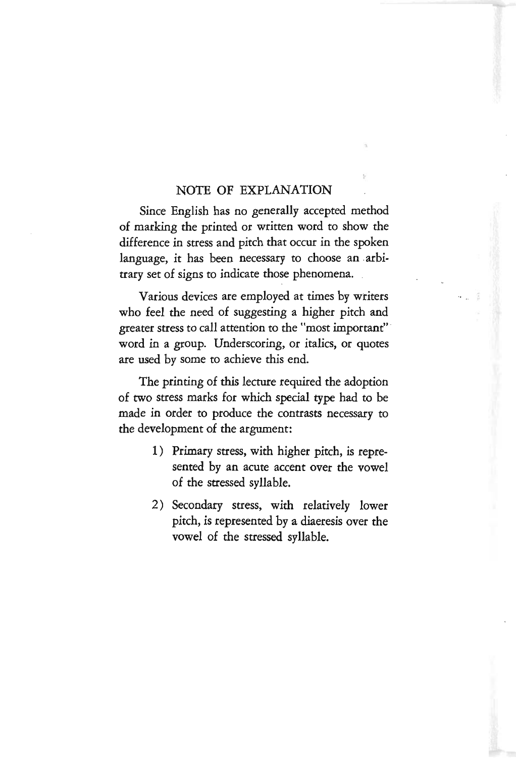## NOTE OF EXPLANATION

Since English has no generally accepted method of marking the printed or written word to show the difference in stress and pitch that occur in the spoken language, it has been necessary to choose an arbitrary set of signs to indicate those phenomena.

Various devices are employed at times by writers who feel the need of suggesting a higher pitch and greater stress to call attention to the "most important" word in a group. Underscoring, or italics, or quotes are used by some to achieve this end.

The printing of this lecture required the adoption of two stress marks for which special type had to be made in order to produce the contrasts necessary to the development of the argument:

1) Primary stress, with higher pitch, is represented by an acute accent over the vowel of the stressed syllable.

2) Secondary stress, with relatively lower pitch, is represented by a diaeresis over the vowel of the stressed syllable.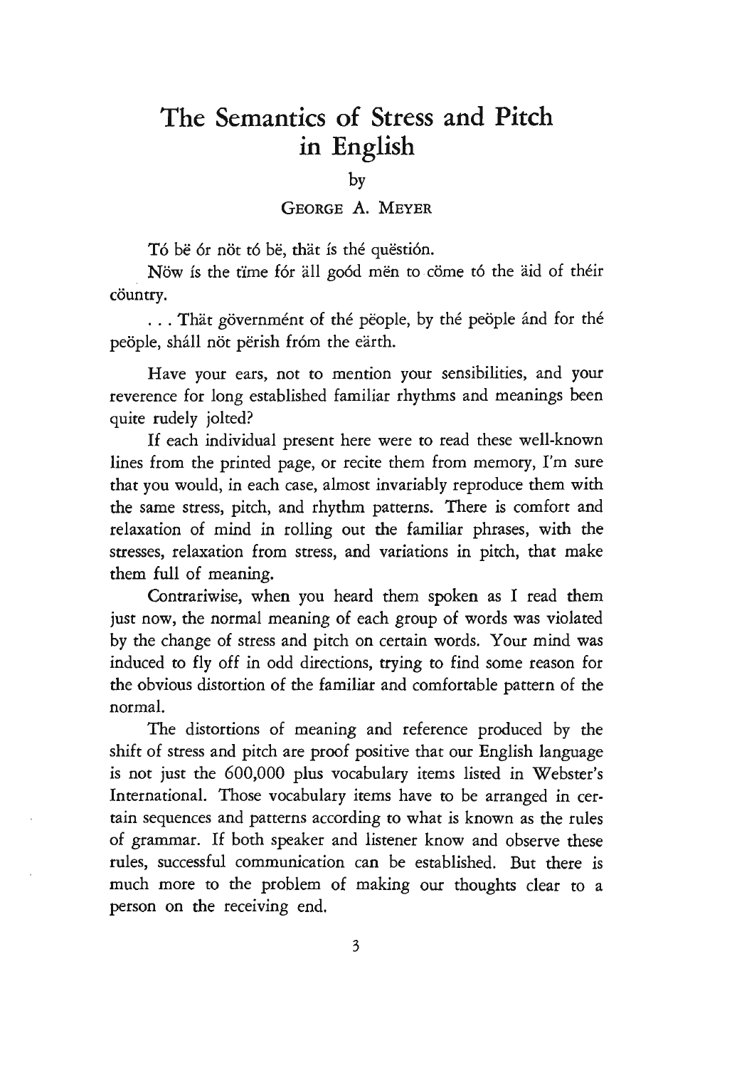# The Semantics of Stress and Pitch in English

by

GEORGE A. MEYER

Tó bë ór nöt tó bë, thät ís thé quëstión.

Nöw ís the tíme fór äll goód mën to cöme tó the äid of théir cöuntry.

. . . Thät gövernmént of thé pëople, by thé peöple ánd for thé peöple, shäll nöt përish fróm the eärth.

Have your ears, not to mention your sensibilities, and your reverence for long established familiar rhythms and meanings been quite rudely jolted?

If each individual present here were to read these well-known lines from the printed page, or recite them from memory, I'm sure that you would, in each case, almost invariably reproduce them with the same stress, pitch, and rhythm patterns. There is comfort and relaxation of mind in rolling out the familiar phrases, with the stresses, relaxation from stress, and variations in pitch, that make them full of meaning.

Contrariwise, when you heard them spoken as I read them just now, the normal meaning of each group of words was violated by the change of stress and pitch on certain words. Your mind was induced to fly off in odd directions, trying to find some reason for the obvious distortion of the familiar and comfortable pattern of the normal.

The distortions of meaning and reference produced by the shift of stress and pitch are proof positive that our English language is not just the 600,000 plus vocabulary items listed in Webster's International. Those vocabulary items have to be arranged in certain sequences and patterns according to what is known as the rules of grammar. If both speaker and listener know and observe these rules, successful communication can be established. But there is much more to the problem of making our thoughts clear to a person on the receiving end.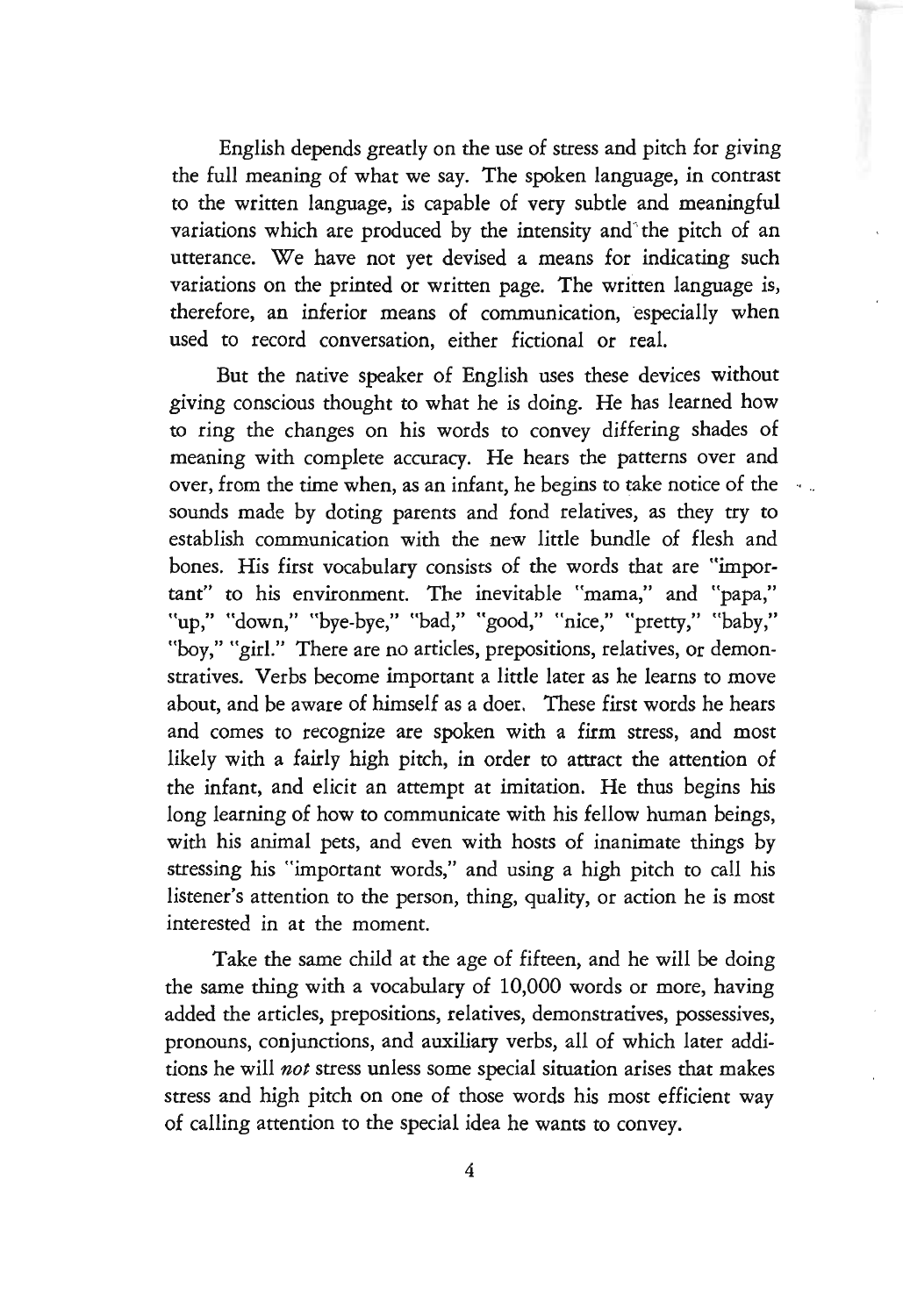English depends greatly on the use of stress and pitch for giving the full meaning of what we say. The spoken language, in contrast to the written language, is capable of very subtle and meaningful variations which are produced by the intensity and the pitch of an utterance. We have not yet devised a means for indicating such variations on the printed or written page. The written language is, therefore, an inferior means of communication, especially when used to record conversation, either fictional or real.

But the native speaker of English uses these devices without giving conscious thought to what he is doing. He has learned how to ring the changes on his words to convey differing shades of meaning with complete accuracy. He hears the patterns over and over, from the time when, as an infant, he begins to take notice of the sounds made by doting parents and fond relatives, as they try to establish communication with the new little bundle of flesh and bones. His first vocabulary consists of the words that are "important" to his environment. The inevitable "mama," and "papa," "up," "down," "bye-bye," "bad," "good," "nice," "pretty," "baby," "boy," "girl." There are no articles, prepositions, relatives, or demonstratives. Verbs become important a little later as he learns to move about, and be aware of himself as a doer. These first words he hears and comes to recognize are spoken with a firm stress, and most likely with a fairly high pitch, in order to attract the attention of the infant, and elicit an attempt at imitation. He thus begins his long learning of how to communicate with his fellow human beings, with his animal pets, and even with hosts of inanimate things by stressing his "important words," and using a high pitch to call his listener's attention to the person, thing, quality, or action he is most interested in at the moment.

Take the same child at the age of fifteen, and he will be doing the same thing with a vocabulary of 10,000 words or more, having added the articles, prepositions, relatives, demonstratives, possessives, pronouns, conjunctions, and auxiliary verbs, all of which later additions he will *not* stress unless some special situation arises that makes stress and high pitch on one of those words his most efficient way of calling attention to the special idea he wants to convey.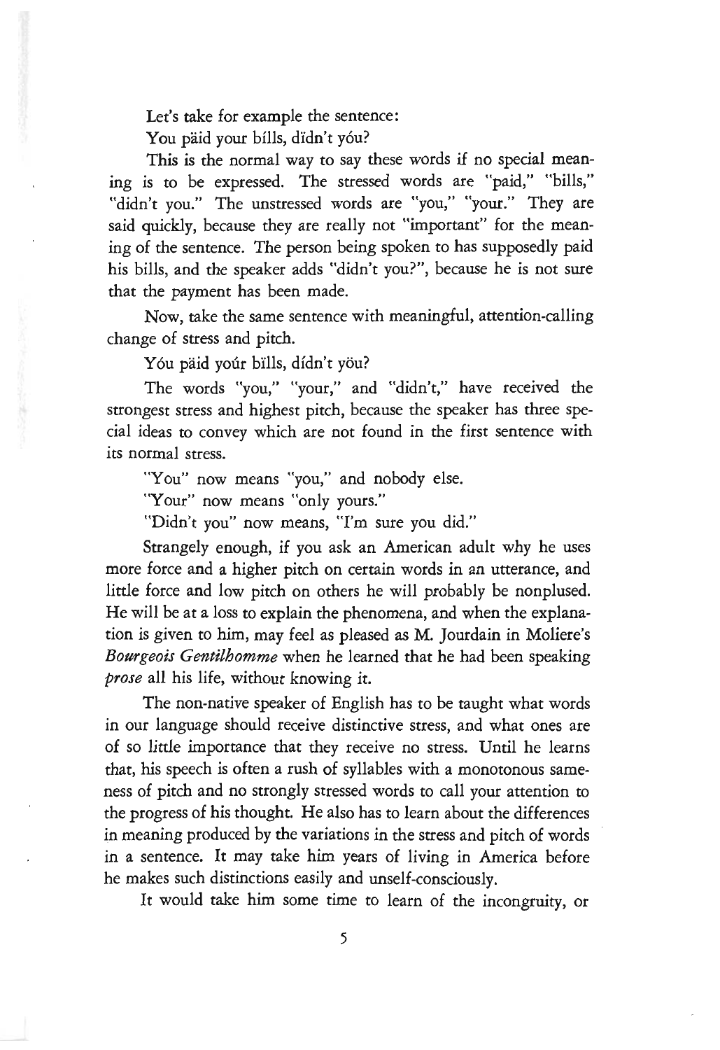Let's take for example the sentence:

You päid your bílls, dĭdn't yóu?

This is the normal way to say these words if no special meaning is to be expressed. The stressed words are "paid," "bills," "didn't you." The unstressed words are "you," "your." They are said quickly, because they are really not "important" for the meaning of the sentence. The person being spoken to has supposedly paid his bills, and the speaker adds "didn't you?", because he is not sure that the payment has been made.

Now, take the same sentence with meaningful, attention-calling change of stress and pitch.

Yóu päid yoúr bi̋lls, dídn't yöu?

The words "you," "your," and "didn't," have received the strongest stress and highest pitch, because the speaker has three special ideas to convey which are not found in the first sentence with its normal stress.

"You" now means "you," and nobody else.

"Your" now means "only yours."

"Didn't you" now means, "I'm sure you did."

Strangely enough, if you ask an American adult why he uses more force and a higher pitch on certain words in an utterance, and little force and low pitch on others he will probably be nonplused. He will be at a loss to explain the phenomena, and when the explanation is given to him, may feel as pleased as M. Jourdain in Moliere's *Bourgeois Gentilhomme* when he learned that he had been speaking *prose* all his life, without knowing it.

The non-native speaker of English has to be taught what words in our language should receive distinctive stress, and what ones are of so little importance that they receive no stress. Until he learns that, his speech is often a rush of syllables with a monotonous sameness of pitch and no strongly stressed words to call your attention to the progress of his thought. He also has to learn about the differences in meaning produced by the variations in the stress and pitch of words in a sentence. It may take him years of living in America before he makes such distinctions easily and unself-consciously.

It would take him some time to learn of the incongruity, or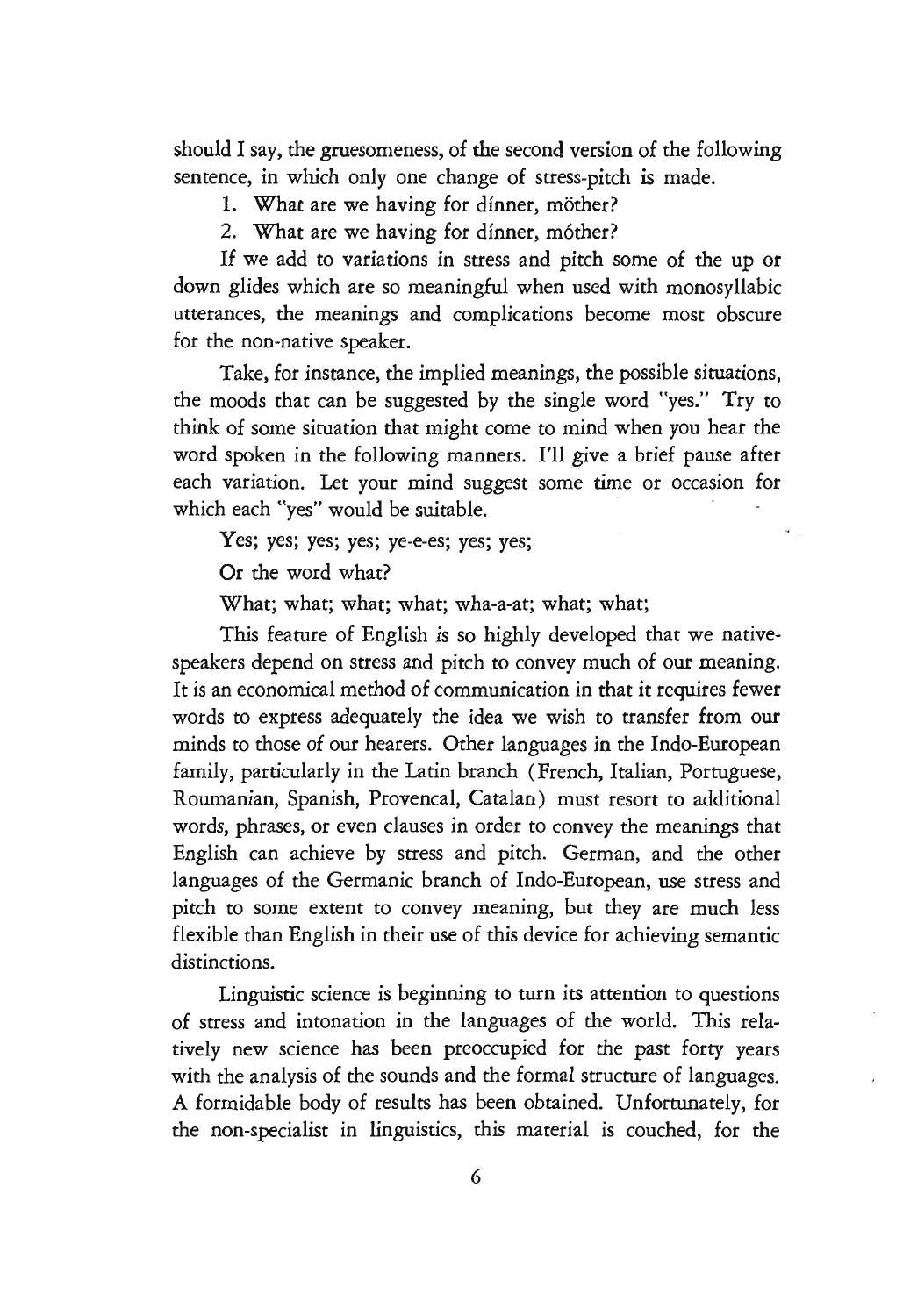should I say, the gruesomeness, of the second version of the following sentence, in which only one change of stress-pitch is made.

1. What are we having for dínner, möther?
2. What are we having for dínner, móther?

If we add to variations in stress and pitch some of the up or down glides which are so meaningful when used with monosyllabic utterances, the meanings and complications become most obscure for the non-native speaker.

Take, for instance, the implied meanings, the possible situations, the moods that can be suggested by the single word "yes." Try to think of some situation that might come to mind when you hear the word spoken in the following manners. I'll give a brief pause after each variation. Let your mind suggest some time or occasion for which each "yes" would be suitable.

Yes; yes; yes; yes; ye-e-es; yes; yes;

Or the word what?

What; what; what; what; wha-a-at; what; what;

This feature of English is so highly developed that we native-speakers depend on stress and pitch to convey much of our meaning. It is an economical method of communication in that it requires fewer words to express adequately the idea we wish to transfer from our minds to those of our hearers. Other languages in the Indo-European family, particularly in the Latin branch (French, Italian, Portuguese, Roumanian, Spanish, Provencal, Catalan) must resort to additional words, phrases, or even clauses in order to convey the meanings that English can achieve by stress and pitch. German, and the other languages of the Germanic branch of Indo-European, use stress and pitch to some extent to convey meaning, but they are much less flexible than English in their use of this device for achieving semantic distinctions.

Linguistic science is beginning to turn its attention to questions of stress and intonation in the languages of the world. This relatively new science has been preoccupied for the past forty years with the analysis of the sounds and the formal structure of languages. A formidable body of results has been obtained. Unfortunately, for the non-specialist in linguistics, this material is couched, for the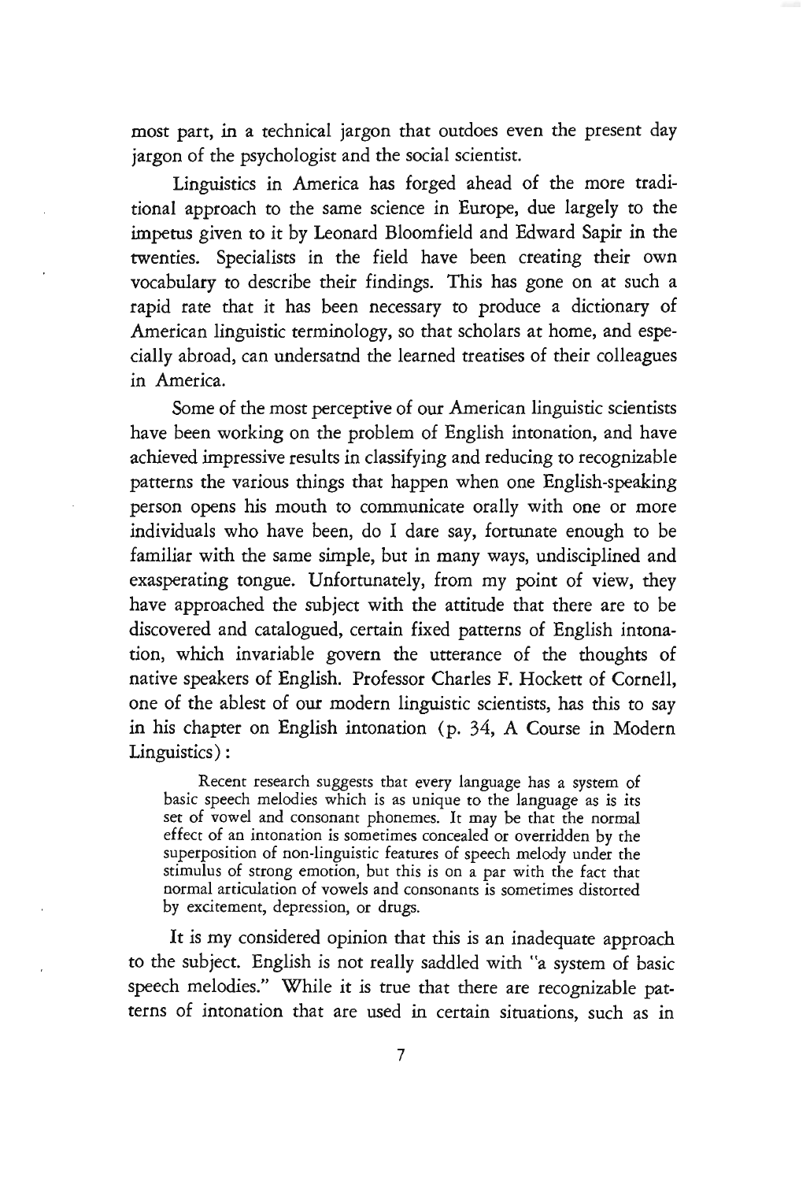most part, in a technical jargon that outdoes even the present day jargon of the psychologist and the social scientist.

Linguistics in America has forged ahead of the more traditional approach to the same science in Europe, due largely to the impetus given to it by Leonard Bloomfield and Edward Sapir in the twenties. Specialists in the field have been creating their own vocabulary to describe their findings. This has gone on at such a rapid rate that it has been necessary to produce a dictionary of American linguistic terminology, so that scholars at home, and especially abroad, can undersatnd the learned treatises of their colleagues in America.

Some of the most perceptive of our American linguistic scientists have been working on the problem of English intonation, and have achieved impressive results in classifying and reducing to recognizable patterns the various things that happen when one English-speaking person opens his mouth to communicate orally with one or more individuals who have been, do I dare say, fortunate enough to be familiar with the same simple, but in many ways, undisciplined and exasperating tongue. Unfortunately, from my point of view, they have approached the subject with the attitude that there are to be discovered and catalogued, certain fixed patterns of English intonation, which invariable govern the utterance of the thoughts of native speakers of English. Professor Charles F. Hockett of Cornell, one of the ablest of our modern linguistic scientists, has this to say in his chapter on English intonation (p. 34, A Course in Modern Linguistics):

> Recent research suggests that every language has a system of basic speech melodies which is as unique to the language as is its set of vowel and consonant phonemes. It may be that the normal effect of an intonation is sometimes concealed or overridden by the superposition of non-linguistic features of speech melody under the stimulus of strong emotion, but this is on a par with the fact that normal articulation of vowels and consonants is sometimes distorted by excitement, depression, or drugs.

It is my considered opinion that this is an inadequate approach to the subject. English is not really saddled with "a system of basic speech melodies." While it is true that there are recognizable patterns of intonation that are used in certain situations, such as in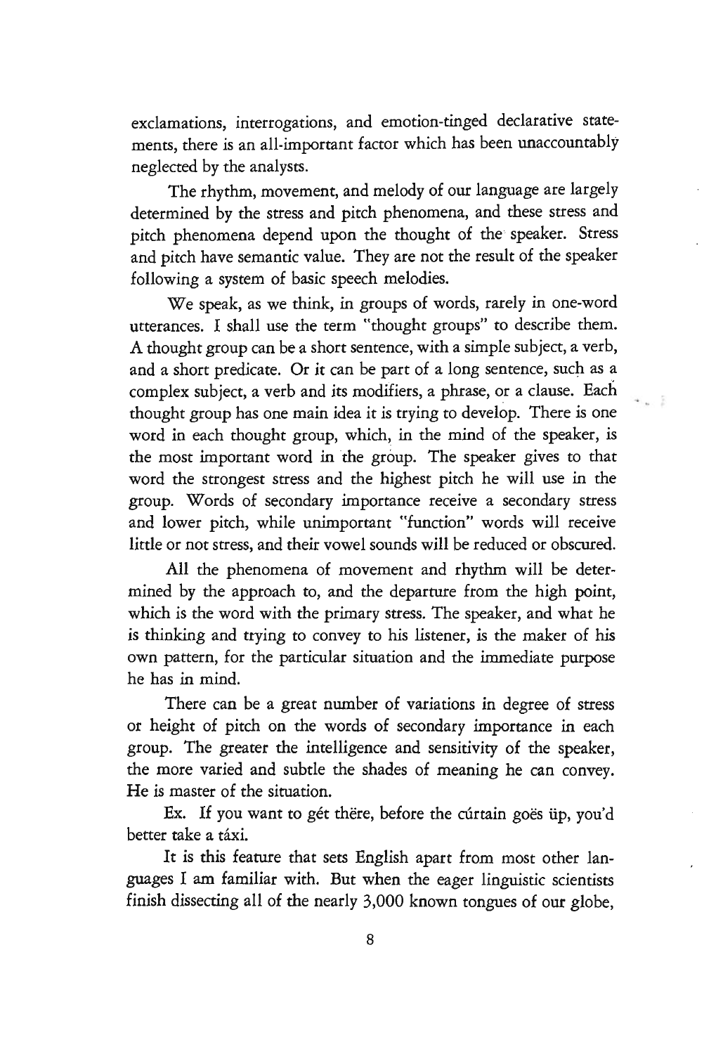exclamations, interrogations, and emotion-tinged declarative statements, there is an all-important factor which has been unaccountably neglected by the analysts.

The rhythm, movement, and melody of our language are largely determined by the stress and pitch phenomena, and these stress and pitch phenomena depend upon the thought of the speaker. Stress and pitch have semantic value. They are not the result of the speaker following a system of basic speech melodies.

We speak, as we think, in groups of words, rarely in one-word utterances. I shall use the term "thought groups" to describe them. A thought group can be a short sentence, with a simple subject, a verb, and a short predicate. Or it can be part of a long sentence, such as a complex subject, a verb and its modifiers, a phrase, or a clause. Each thought group has one main idea it is trying to develop. There is one word in each thought group, which, in the mind of the speaker, is the most important word in the group. The speaker gives to that word the strongest stress and the highest pitch he will use in the group. Words of secondary importance receive a secondary stress and lower pitch, while unimportant "function" words will receive little or not stress, and their vowel sounds will be reduced or obscured.

All the phenomena of movement and rhythm will be determined by the approach to, and the departure from the high point, which is the word with the primary stress. The speaker, and what he is thinking and trying to convey to his listener, is the maker of his own pattern, for the particular situation and the immediate purpose he has in mind.

There can be a great number of variations in degree of stress or height of pitch on the words of secondary importance in each group. The greater the intelligence and sensitivity of the speaker, the more varied and subtle the shades of meaning he can convey. He is master of the situation.

Ex. If you want to gét thëre, before the cúrtain goës üp, you'd better take a táxi.

It is this feature that sets English apart from most other languages I am familiar with. But when the eager linguistic scientists finish dissecting all of the nearly 3,000 known tongues of our globe,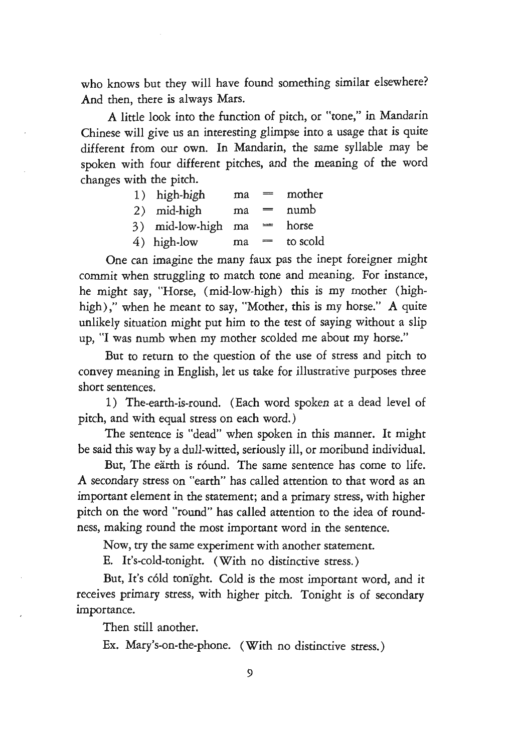who knows but they will have found something similar elsewhere? And then, there is always Mars.

A little look into the function of pitch, or "tone," in Mandarin Chinese will give us an interesting glimpse into a usage that is quite different from our own. In Mandarin, the same syllable may be spoken with four different pitches, and the meaning of the word changes with the pitch.

| | | | |
|---|---|---|---|
| 1) high-high | ma | = | mother |
| 2) mid-high | ma | = | numb |
| 3) mid-low-high | ma | = | horse |
| 4) high-low | ma | = | to scold |

One can imagine the many faux pas the inept foreigner might commit when struggling to match tone and meaning. For instance, he might say, "Horse, (mid-low-high) this is my mother (high-high)," when he meant to say, "Mother, this is my horse." A quite unlikely situation might put him to the test of saying without a slip up, "I was numb when my mother scolded me about my horse."

But to return to the question of the use of stress and pitch to convey meaning in English, let us take for illustrative purposes three short sentences.

1) The-earth-is-round. (Each word spoken at a dead level of pitch, and with equal stress on each word.)

The sentence is "dead" when spoken in this manner. It might be said this way by a dull-witted, seriously ill, or moribund individual.

But, The eàrth is róund. The same sentence has come to life. A secondary stress on "earth" has called attention to that word as an important element in the statement; and a primary stress, with higher pitch on the word "round" has called attention to the idea of roundness, making round the most important word in the sentence.

Now, try the same experiment with another statement.

E. It's-cold-tonight. (With no distinctive stress.)

But, It's cóld tonìght. Cold is the most important word, and it receives primary stress, with higher pitch. Tonight is of secondary importance.

Then still another.

Ex. Mary's-on-the-phone. (With no distinctive stress.)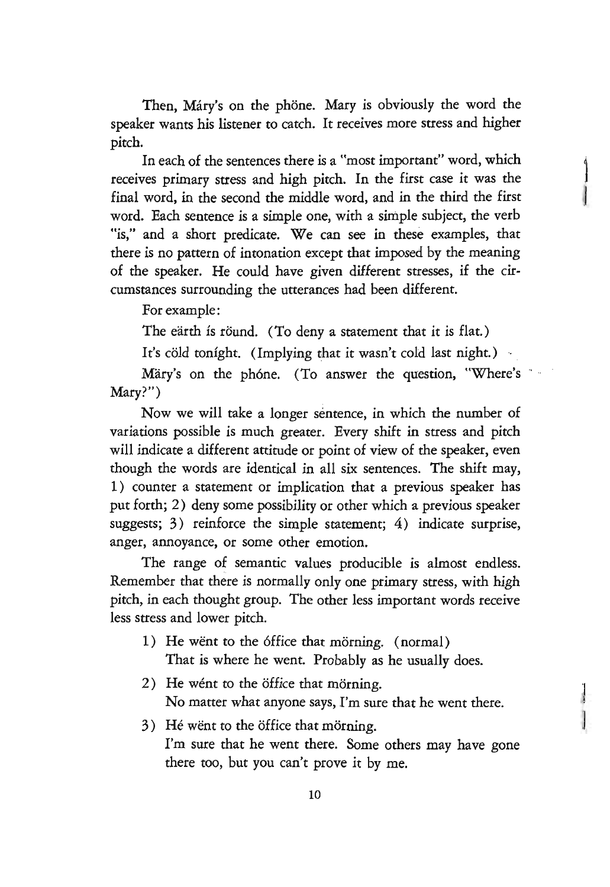Then, Máry's on the phöne. Mary is obviously the word the speaker wants his listener to catch. It receives more stress and higher pitch.

In each of the sentences there is a "most important" word, which receives primary stress and high pitch. In the first case it was the final word, in the second the middle word, and in the third the first word. Each sentence is a simple one, with a simple subject, the verb "is," and a short predicate. We can see in these examples, that there is no pattern of intonation except that imposed by the meaning of the speaker. He could have given different stresses, if the circumstances surrounding the utterances had been different.

For example:

The eärth ís röund. (To deny a statement that it is flat.)

It's cöld toníght. (Implying that it wasn't cold last night.)

Märy's on the phóne. (To answer the question, "Where's Mary?")

Now we will take a longer sentence, in which the number of variations possible is much greater. Every shift in stress and pitch will indicate a different attitude or point of view of the speaker, even though the words are identical in all six sentences. The shift may, 1) counter a statement or implication that a previous speaker has put forth; 2) deny some possibility or other which a previous speaker suggests; 3) reinforce the simple statement; 4) indicate surprise, anger, annoyance, or some other emotion.

The range of semantic values producible is almost endless. Remember that there is normally only one primary stress, with high pitch, in each thought group. The other less important words receive less stress and lower pitch.

1) He wënt to the óffice that mörning. (normal)
   That is where he went. Probably as he usually does.
2) He wént to the öffice that mörning.
   No matter what anyone says, I'm sure that he went there.
3) Hé wënt to the öffice that mörning.
   I'm sure that he went there. Some others may have gone there too, but you can't prove it by me.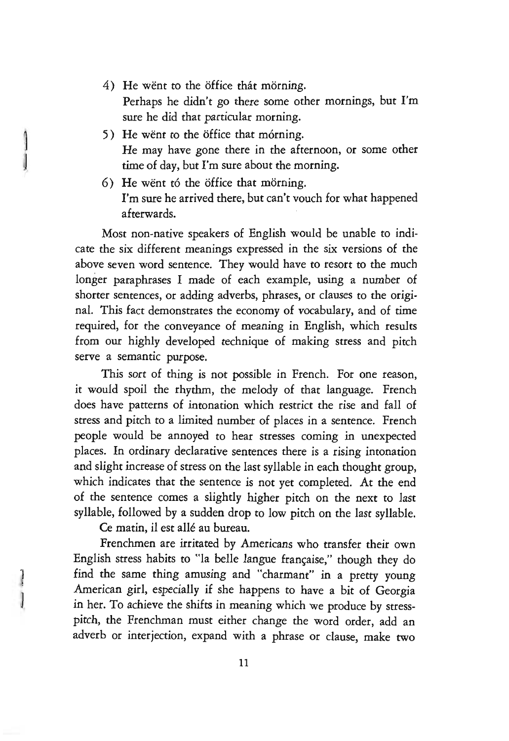4) He wënt to the öffice thát mörning.
   Perhaps he didn't go there some other mornings, but I'm sure he did that particular morning.
5) He wënt to the öffice that mórning.
   He may have gone there in the afternoon, or some other time of day, but I'm sure about the morning.
6) He wënt tó the öffice that mörning.
   I'm sure he arrived there, but can't vouch for what happened afterwards.

Most non-native speakers of English would be unable to indicate the six different meanings expressed in the six versions of the above seven word sentence. They would have to resort to the much longer paraphrases I made of each example, using a number of shorter sentences, or adding adverbs, phrases, or clauses to the original. This fact demonstrates the economy of vocabulary, and of time required, for the conveyance of meaning in English, which results from our highly developed technique of making stress and pitch serve a semantic purpose.

This sort of thing is not possible in French. For one reason, it would spoil the rhythm, the melody of that language. French does have patterns of intonation which restrict the rise and fall of stress and pitch to a limited number of places in a sentence. French people would be annoyed to hear stresses coming in unexpected places. In ordinary declarative sentences there is a rising intonation and slight increase of stress on the last syllable in each thought group, which indicates that the sentence is not yet completed. At the end of the sentence comes a slightly higher pitch on the next to last syllable, followed by a sudden drop to low pitch on the last syllable.

Ce matin, il est allé au bureau.

Frenchmen are irritated by Americans who transfer their own English stress habits to "la belle langue française," though they do find the same thing amusing and "charmant" in a pretty young American girl, especially if she happens to have a bit of Georgia in her. To achieve the shifts in meaning which we produce by stress-pitch, the Frenchman must either change the word order, add an adverb or interjection, expand with a phrase or clause, make two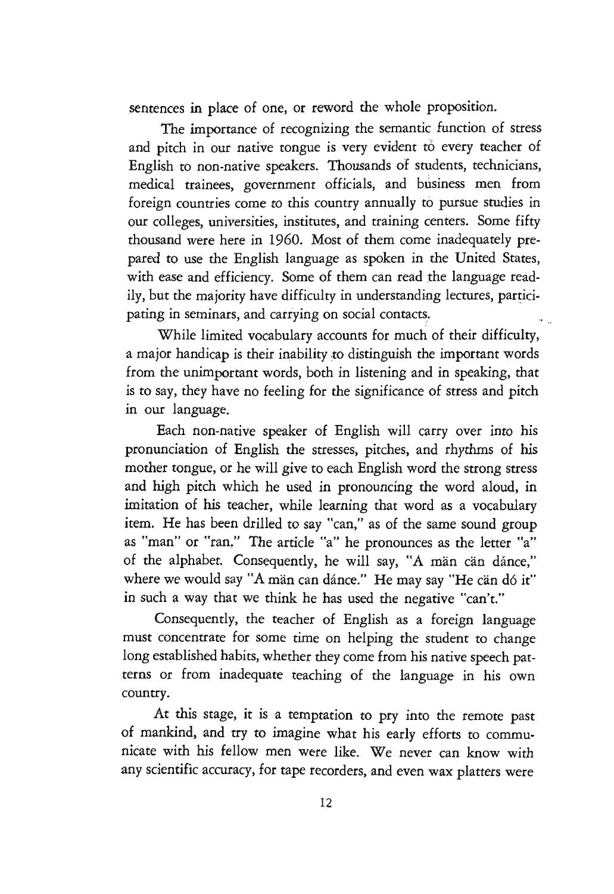sentences in place of one, or reword the whole proposition.

The importance of recognizing the semantic function of stress and pitch in our native tongue is very evident to every teacher of English to non-native speakers. Thousands of students, technicians, medical trainees, government officials, and business men from foreign countries come to this country annually to pursue studies in our colleges, universities, institutes, and training centers. Some fifty thousand were here in 1960. Most of them come inadequately prepared to use the English language as spoken in the United States, with ease and efficiency. Some of them can read the language readily, but the majority have difficulty in understanding lectures, participating in seminars, and carrying on social contacts.

While limited vocabulary accounts for much of their difficulty, a major handicap is their inability to distinguish the important words from the unimportant words, both in listening and in speaking, that is to say, they have no feeling for the significance of stress and pitch in our language.

Each non-native speaker of English will carry over into his pronunciation of English the stresses, pitches, and rhythms of his mother tongue, or he will give to each English word the strong stress and high pitch which he used in pronouncing the word aloud, in imitation of his teacher, while learning that word as a vocabulary item. He has been drilled to say "can," as of the same sound group as "man" or "ran." The article "a" he pronounces as the letter "a" of the alphabet. Consequently, he will say, "A män cän dánce," where we would say "A män can dánce." He may say "He cän dó it" in such a way that we think he has used the negative "can't."

Consequently, the teacher of English as a foreign language must concentrate for some time on helping the student to change long established habits, whether they come from his native speech patterns or from inadequate teaching of the language in his own country.

At this stage, it is a temptation to pry into the remote past of mankind, and try to imagine what his early efforts to communicate with his fellow men were like. We never can know with any scientific accuracy, for tape recorders, and even wax platters were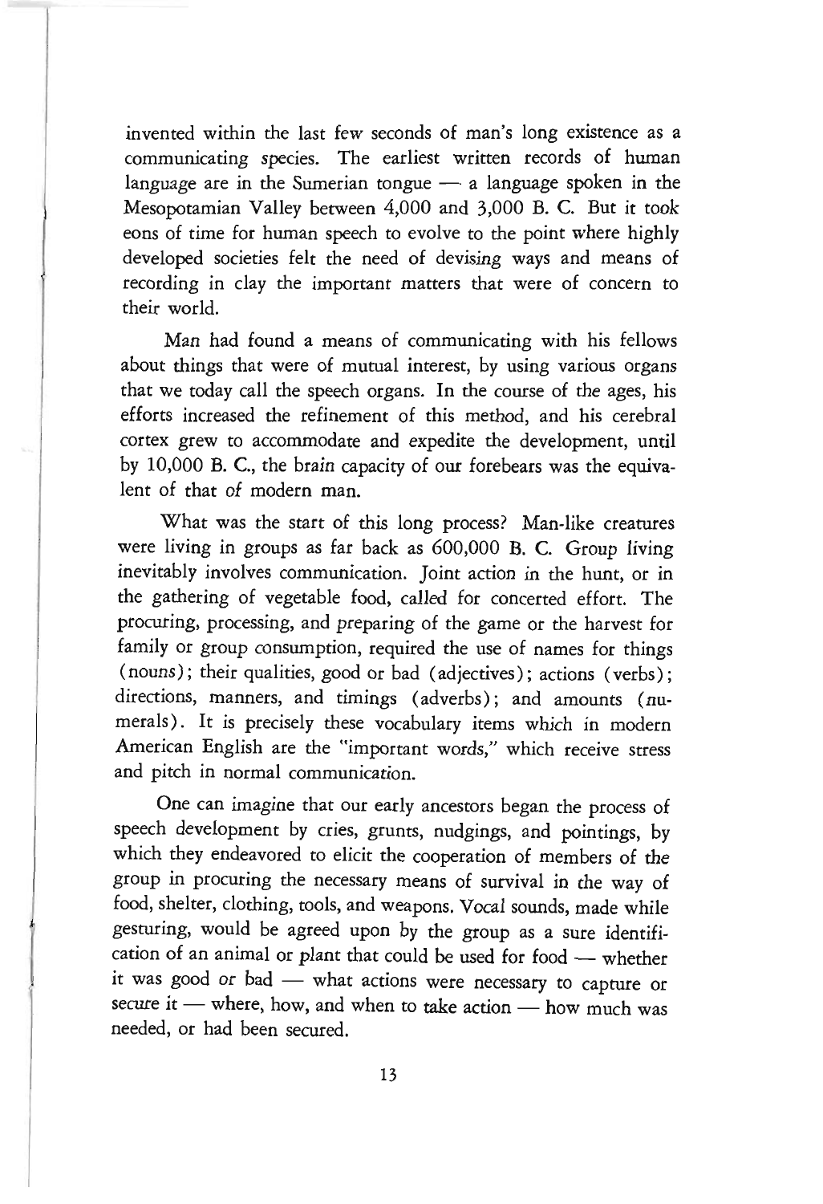invented within the last few seconds of man's long existence as a communicating species. The earliest written records of human language are in the Sumerian tongue — a language spoken in the Mesopotamian Valley between 4,000 and 3,000 B. C. But it took eons of time for human speech to evolve to the point where highly developed societies felt the need of devising ways and means of recording in clay the important matters that were of concern to their world.

Man had found a means of communicating with his fellows about things that were of mutual interest, by using various organs that we today call the speech organs. In the course of the ages, his efforts increased the refinement of this method, and his cerebral cortex grew to accommodate and expedite the development, until by 10,000 B. C., the brain capacity of our forebears was the equivalent of that of modern man.

What was the start of this long process? Man-like creatures were living in groups as far back as 600,000 B. C. Group living inevitably involves communication. Joint action in the hunt, or in the gathering of vegetable food, called for concerted effort. The procuring, processing, and preparing of the game or the harvest for family or group consumption, required the use of names for things (nouns); their qualities, good or bad (adjectives); actions (verbs); directions, manners, and timings (adverbs); and amounts (numerals). It is precisely these vocabulary items which in modern American English are the "important words," which receive stress and pitch in normal communication.

One can imagine that our early ancestors began the process of speech development by cries, grunts, nudgings, and pointings, by which they endeavored to elicit the cooperation of members of the group in procuring the necessary means of survival in the way of food, shelter, clothing, tools, and weapons. Vocal sounds, made while gesturing, would be agreed upon by the group as a sure identification of an animal or plant that could be used for food — whether it was good or bad — what actions were necessary to capture or secure it — where, how, and when to take action — how much was needed, or had been secured.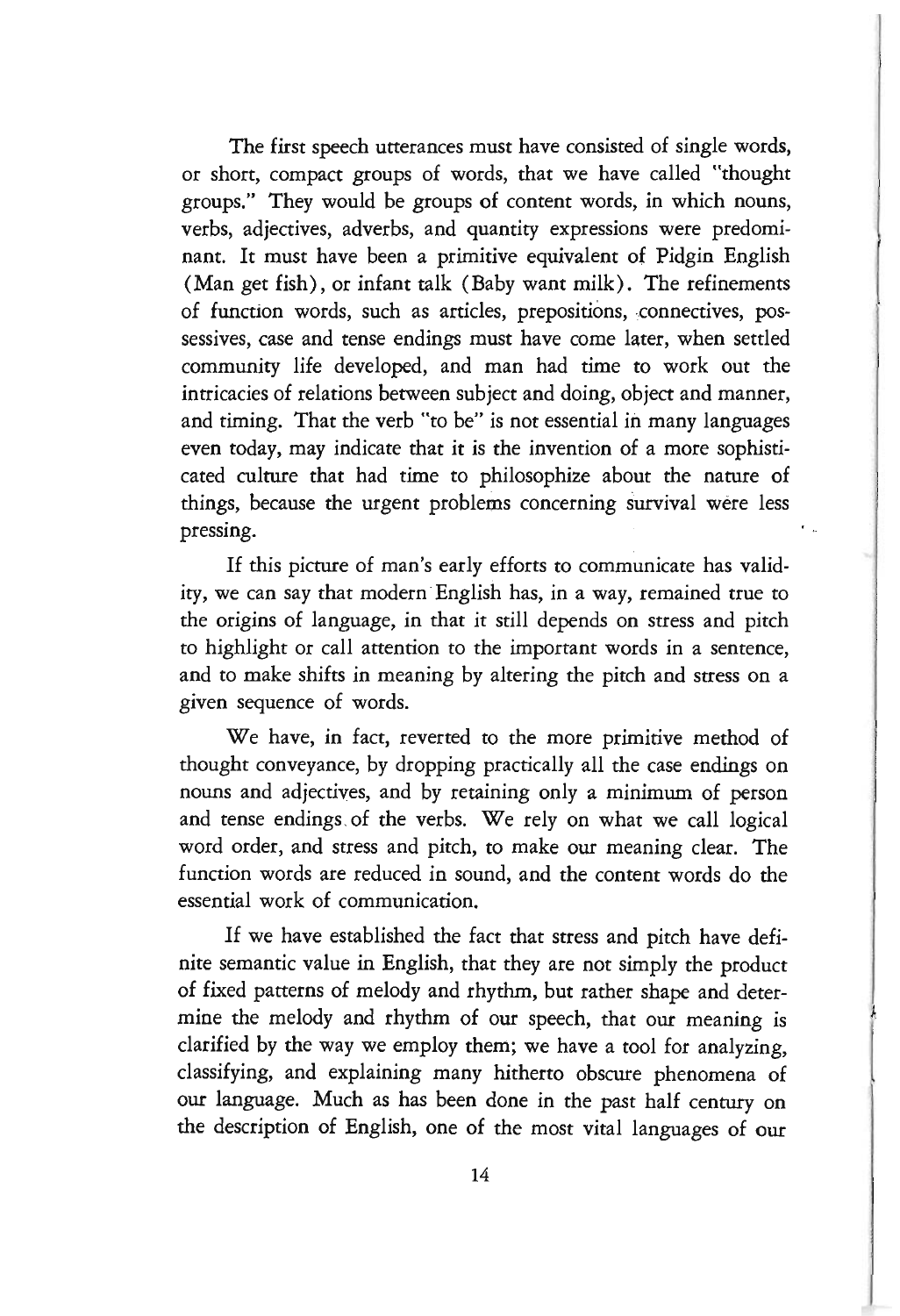The first speech utterances must have consisted of single words, or short, compact groups of words, that we have called "thought groups." They would be groups of content words, in which nouns, verbs, adjectives, adverbs, and quantity expressions were predominant. It must have been a primitive equivalent of Pidgin English (Man get fish), or infant talk (Baby want milk). The refinements of function words, such as articles, prepositions, connectives, possessives, case and tense endings must have come later, when settled community life developed, and man had time to work out the intricacies of relations between subject and doing, object and manner, and timing. That the verb "to be" is not essential in many languages even today, may indicate that it is the invention of a more sophisticated culture that had time to philosophize about the nature of things, because the urgent problems concerning survival were less pressing.

If this picture of man's early efforts to communicate has validity, we can say that modern English has, in a way, remained true to the origins of language, in that it still depends on stress and pitch to highlight or call attention to the important words in a sentence, and to make shifts in meaning by altering the pitch and stress on a given sequence of words.

We have, in fact, reverted to the more primitive method of thought conveyance, by dropping practically all the case endings on nouns and adjectives, and by retaining only a minimum of person and tense endings of the verbs. We rely on what we call logical word order, and stress and pitch, to make our meaning clear. The function words are reduced in sound, and the content words do the essential work of communication.

If we have established the fact that stress and pitch have definite semantic value in English, that they are not simply the product of fixed patterns of melody and rhythm, but rather shape and determine the melody and rhythm of our speech, that our meaning is clarified by the way we employ them; we have a tool for analyzing, classifying, and explaining many hitherto obscure phenomena of our language. Much as has been done in the past half century on the description of English, one of the most vital languages of our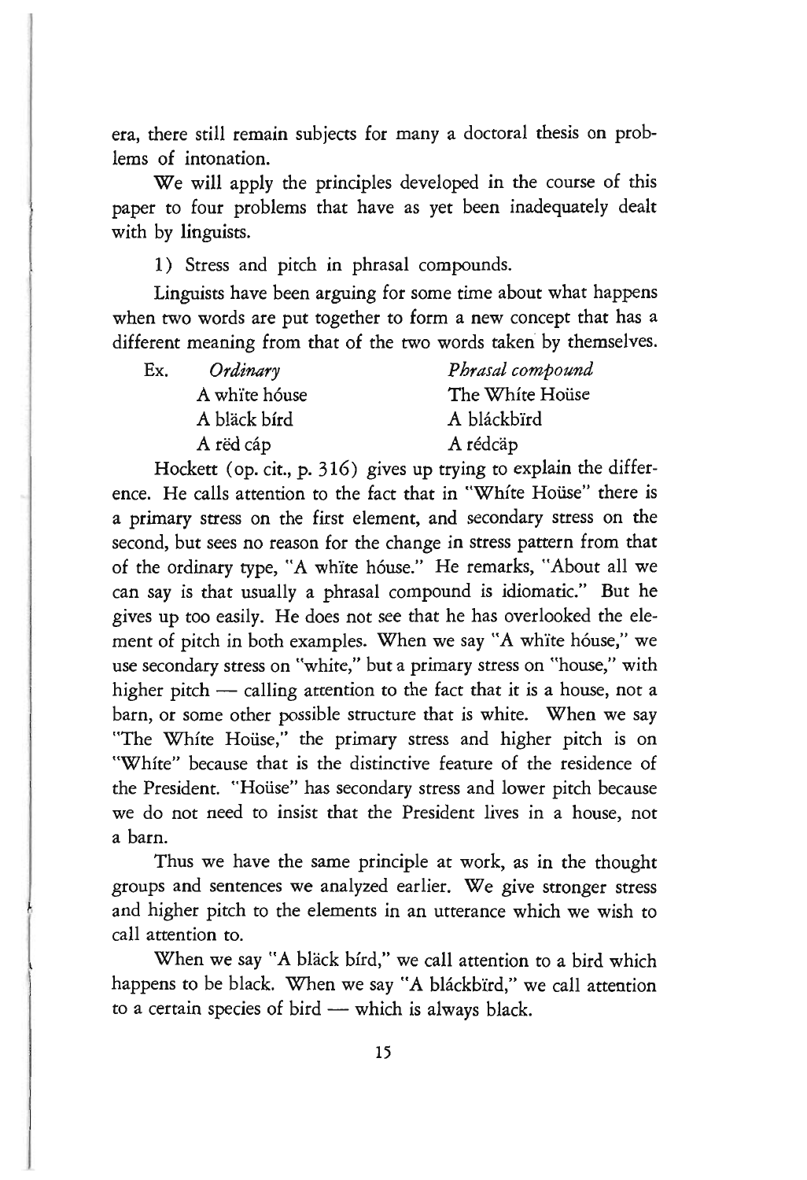era, there still remain subjects for many a doctoral thesis on problems of intonation.

We will apply the principles developed in the course of this paper to four problems that have as yet been inadequately dealt with by linguists.

1) Stress and pitch in phrasal compounds.

Linguists have been arguing for some time about what happens when two words are put together to form a new concept that has a different meaning from that of the two words taken by themselves.

| Ex. | *Ordinary* | *Phrasal compound* |
|---|---|---|
| | A whi̇̀te hóuse | The Whíte Hoüse |
| | A bläck bírd | A bláckbi̇̀rd |
| | A rëd cáp | A rédcäp |

Hockett (op. cit., p. 316) gives up trying to explain the difference. He calls attention to the fact that in "Whíte Hoüse" there is a primary stress on the first element, and secondary stress on the second, but sees no reason for the change in stress pattern from that of the ordinary type, "A whi̇̀te hóuse." He remarks, "About all we can say is that usually a phrasal compound is idiomatic." But he gives up too easily. He does not see that he has overlooked the element of pitch in both examples. When we say "A whi̇̀te hóuse," we use secondary stress on "white," but a primary stress on "house," with higher pitch — calling attention to the fact that it is a house, not a barn, or some other possible structure that is white. When we say "The Whíte Hoüse," the primary stress and higher pitch is on "Whíte" because that is the distinctive feature of the residence of the President. "Hoüse" has secondary stress and lower pitch because we do not need to insist that the President lives in a house, not a barn.

Thus we have the same principle at work, as in the thought groups and sentences we analyzed earlier. We give stronger stress and higher pitch to the elements in an utterance which we wish to call attention to.

When we say "A bläck bírd," we call attention to a bird which happens to be black. When we say "A bláckbi̇̀rd," we call attention to a certain species of bird — which is always black.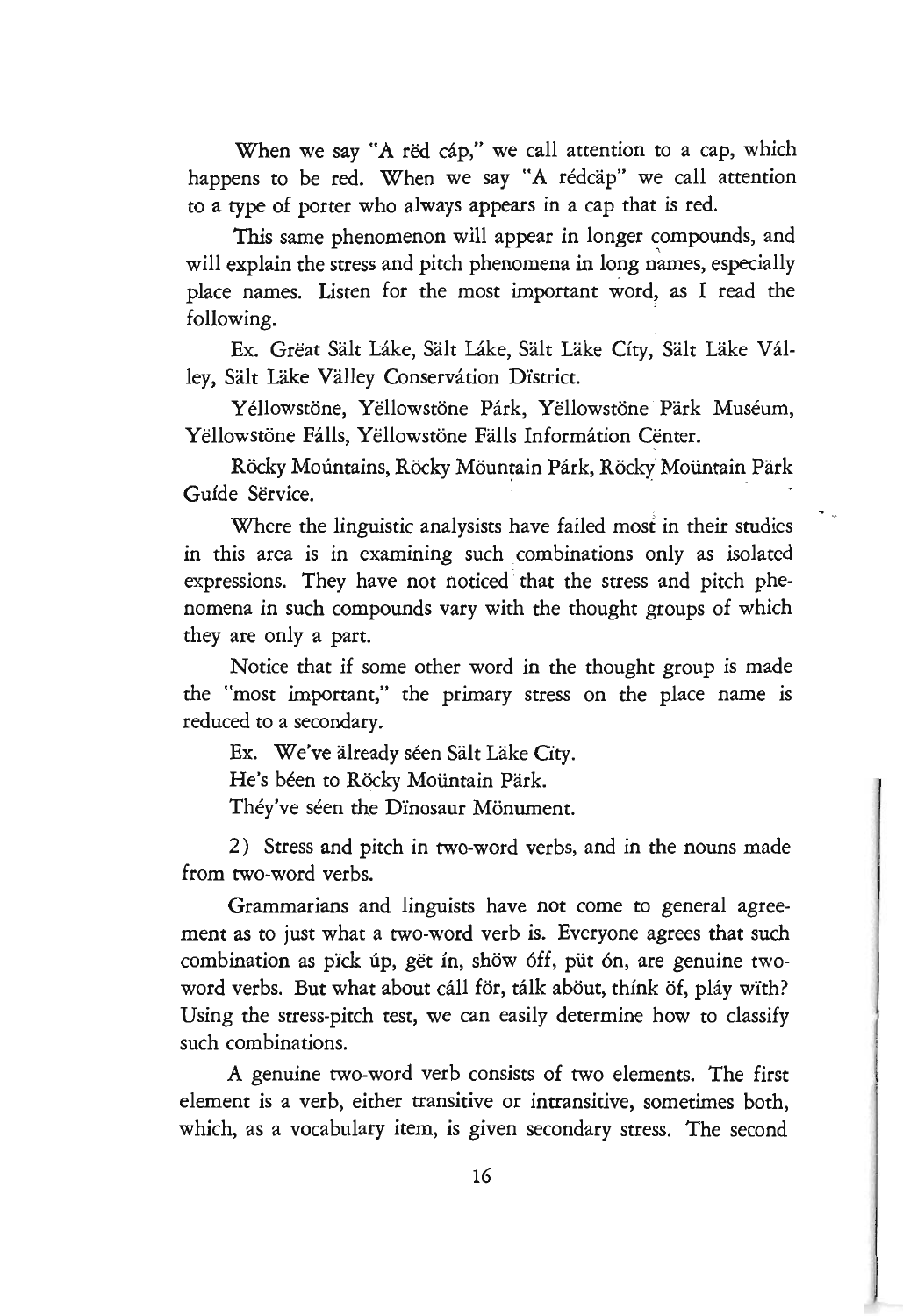When we say "A rĕd cáp," we call attention to a cap, which happens to be red. When we say "A rédcăp" we call attention to a type of porter who always appears in a cap that is red.

This same phenomenon will appear in longer compounds, and will explain the stress and pitch phenomena in long names, especially place names. Listen for the most important word, as I read the following.

Ex. Grĕat Sălt Láke, Sălt Láke, Sălt Lăke Cíty, Sălt Lăke Vál­ley, Sălt Lăke Vălley Conservátion Dĭstrict.

Yéllowstŏne, Yĕllowstŏne Párk, Yĕllowstŏne Părk Muséum, Yĕllowstŏne Fálls, Yĕllowstŏne Fălls Informátion Cĕnter.

Rŏcky Moúntains, Rŏcky Mŏuntain Párk, Rŏcky Moŭntain Părk Guíde Sĕrvice.

Where the linguistic analysists have failed most in their studies in this area is in examining such combinations only as isolated expressions. They have not noticed that the stress and pitch phenomena in such compounds vary with the thought groups of which they are only a part.

Notice that if some other word in the thought group is made the "most important," the primary stress on the place name is reduced to a secondary.

Ex. We've ălready séen Sălt Lăke Cĭty.

He's béen to Rŏcky Moŭntain Pătk.

Théy've séen the Dĭnosaur Mŏnument.

2) Stress and pitch in two-word verbs, and in the nouns made from two-word verbs.

Grammarians and linguists have not come to general agreement as to just what a two-word verb is. Everyone agrees that such combination as pĭck úp, gĕt ín, shŏw óff, pŭt ón, are genuine two-word verbs. But what about cáll fŏr, tálk abŏut, thínk ŏf, pláy wĭth? Using the stress-pitch test, we can easily determine how to classify such combinations.

A genuine two-word verb consists of two elements. The first element is a verb, either transitive or intransitive, sometimes both, which, as a vocabulary item, is given secondary stress. The second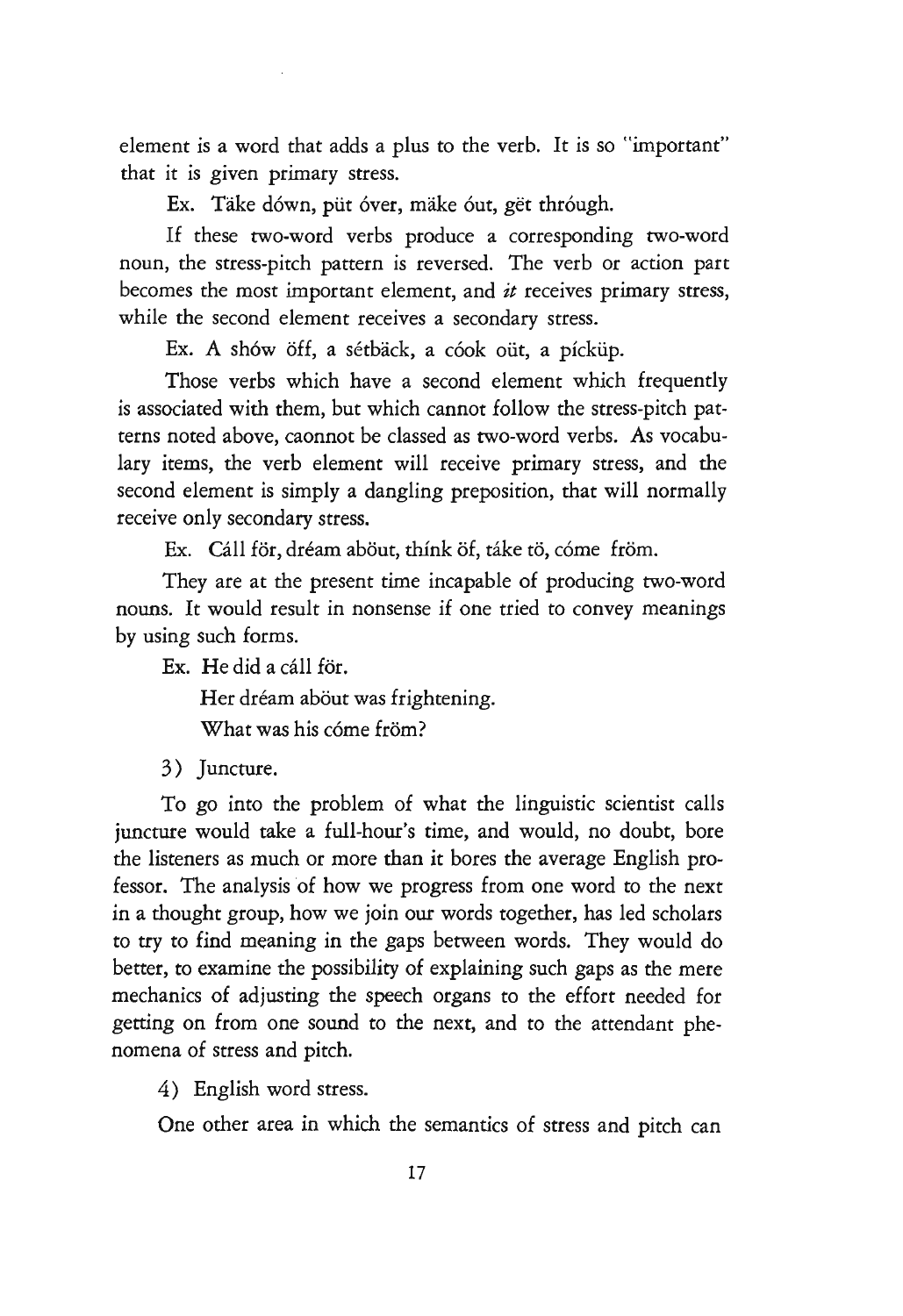element is a word that adds a plus to the verb. It is so "important" that it is given primary stress.

Ex. Täke dówn, püt óver, mäke óut, gët thróugh.

If these two-word verbs produce a corresponding two-word noun, the stress-pitch pattern is reversed. The verb or action part becomes the most important element, and *it* receives primary stress, while the second element receives a secondary stress.

Ex. A shów öff, a sétbäck, a cóok oüt, a píckuüp.

Those verbs which have a second element which frequently is associated with them, but which cannot follow the stress-pitch patterns noted above, caonnot be classed as two-word verbs. As vocabulary items, the verb element will receive primary stress, and the second element is simply a dangling preposition, that will normally receive only secondary stress.

Ex. Cáll för, dréam aböut, thínk öf, táke tö, cóme fröm.

They are at the present time incapable of producing two-word nouns. It would result in nonsense if one tried to convey meanings by using such forms.

Ex. He did a cáll för.

Her dréam aböut was frightening.

What was his cóme fröm?

3) Juncture.

To go into the problem of what the linguistic scientist calls juncture would take a full-hour's time, and would, no doubt, bore the listeners as much or more than it bores the average English professor. The analysis of how we progress from one word to the next in a thought group, how we join our words together, has led scholars to try to find meaning in the gaps between words. They would do better, to examine the possibility of explaining such gaps as the mere mechanics of adjusting the speech organs to the effort needed for getting on from one sound to the next, and to the attendant phenomena of stress and pitch.

4) English word stress.

One other area in which the semantics of stress and pitch can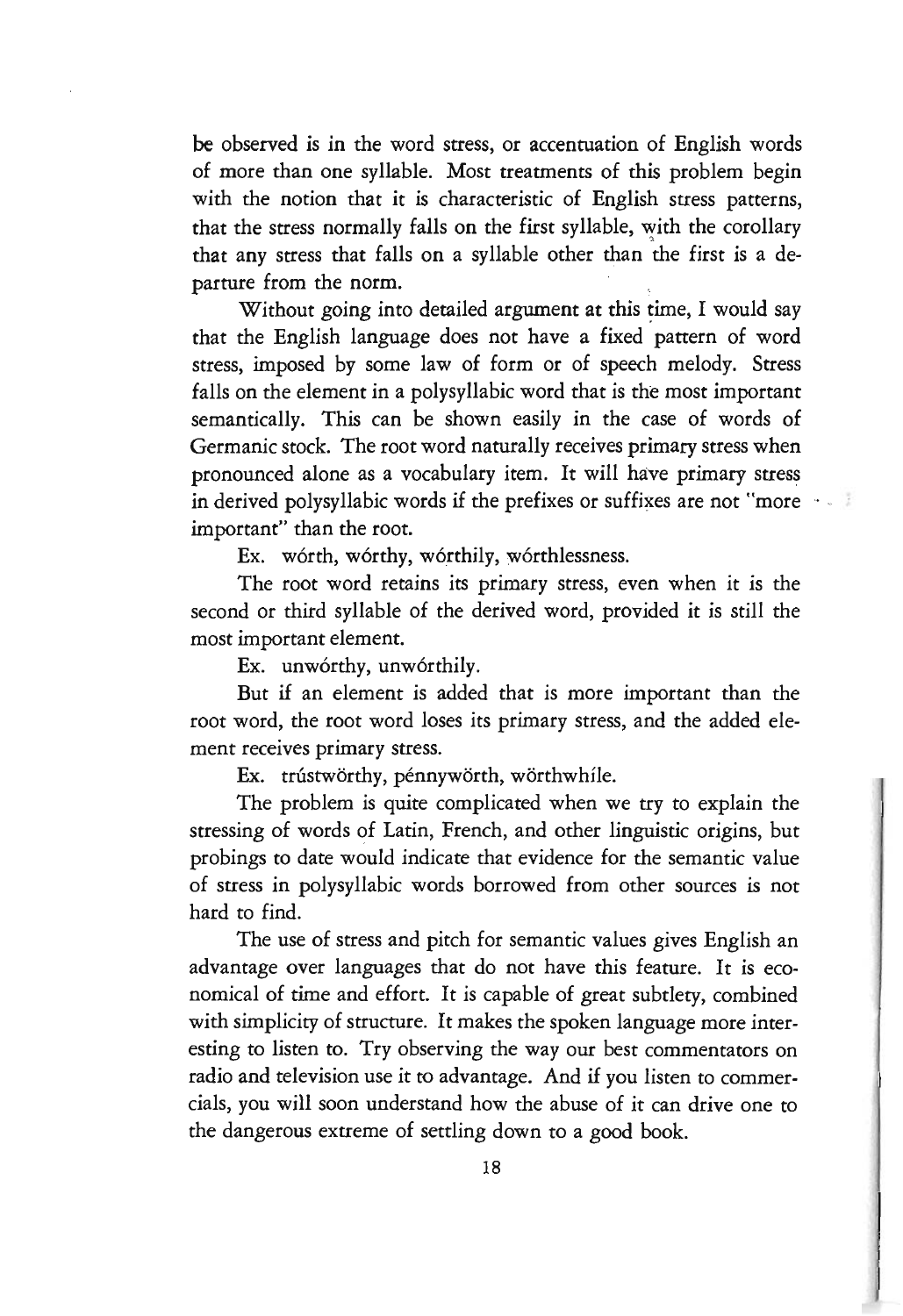be observed is in the word stress, or accentuation of English words of more than one syllable. Most treatments of this problem begin with the notion that it is characteristic of English stress patterns, that the stress normally falls on the first syllable, with the corollary that any stress that falls on a syllable other than the first is a departure from the norm.

Without going into detailed argument at this time, I would say that the English language does not have a fixed pattern of word stress, imposed by some law of form or of speech melody. Stress falls on the element in a polysyllabic word that is the most important semantically. This can be shown easily in the case of words of Germanic stock. The root word naturally receives primary stress when pronounced alone as a vocabulary item. It will have primary stress in derived polysyllabic words if the prefixes or suffixes are not "more important" than the root.

Ex. wórth, wórthy, wórthily, wórthlessness.

The root word retains its primary stress, even when it is the second or third syllable of the derived word, provided it is still the most important element.

Ex. unwórthy, unwórthily.

But if an element is added that is more important than the root word, the root word loses its primary stress, and the added element receives primary stress.

Ex. trústwörthy, pénnywörth, wörthwhíle.

The problem is quite complicated when we try to explain the stressing of words of Latin, French, and other linguistic origins, but probings to date would indicate that evidence for the semantic value of stress in polysyllabic words borrowed from other sources is not hard to find.

The use of stress and pitch for semantic values gives English an advantage over languages that do not have this feature. It is economical of time and effort. It is capable of great subtlety, combined with simplicity of structure. It makes the spoken language more interesting to listen to. Try observing the way our best commentators on radio and television use it to advantage. And if you listen to commercials, you will soon understand how the abuse of it can drive one to the dangerous extreme of settling down to a good book.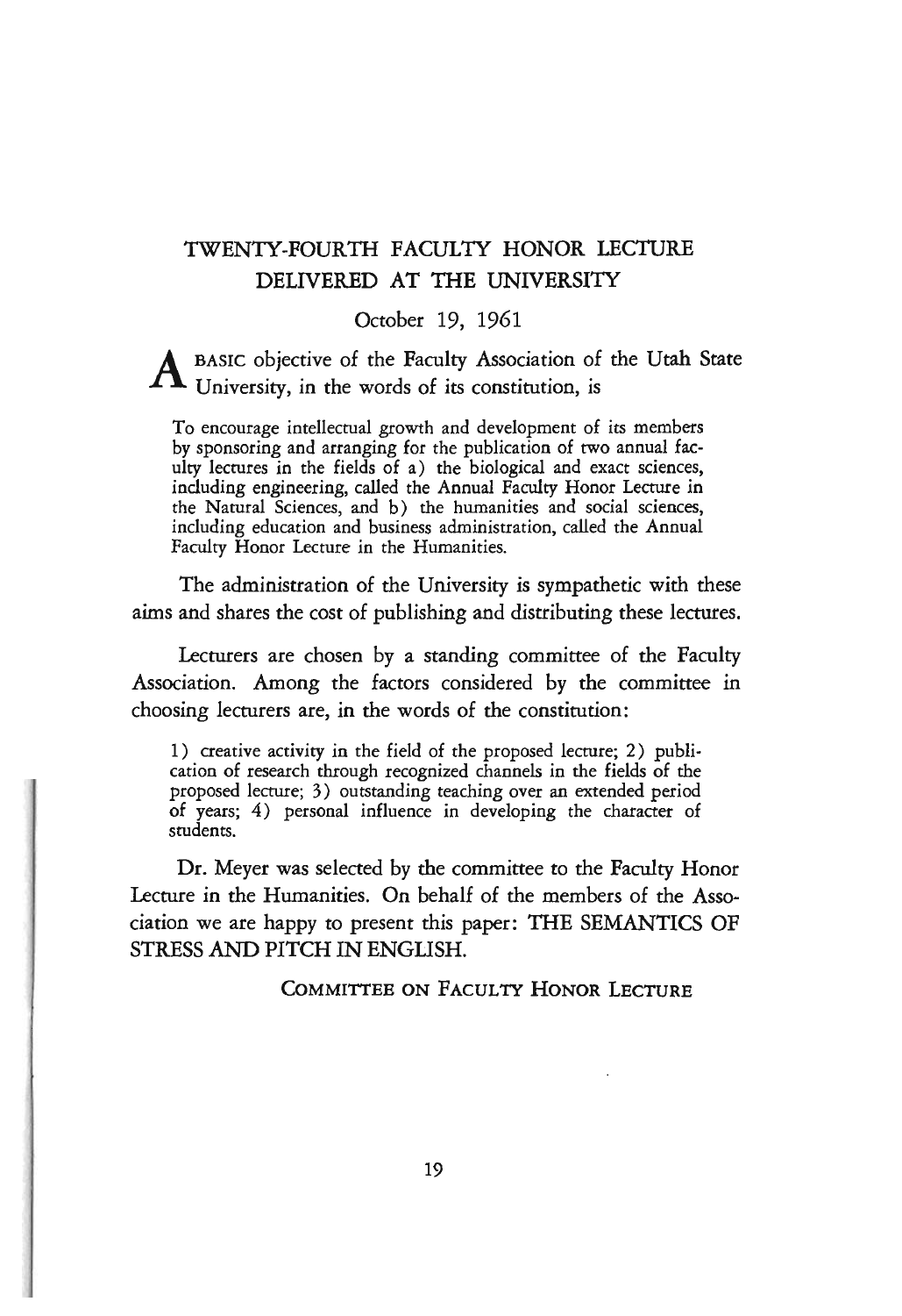# TWENTY-FOURTH FACULTY HONOR LECTURE DELIVERED AT THE UNIVERSITY

October 19, 1961

A BASIC objective of the Faculty Association of the Utah State University, in the words of its constitution, is

> To encourage intellectual growth and development of its members by sponsoring and arranging for the publication of two annual faculty lectures in the fields of a) the biological and exact sciences, including engineering, called the Annual Faculty Honor Lecture in the Natural Sciences, and b) the humanities and social sciences, including education and business administration, called the Annual Faculty Honor Lecture in the Humanities.

The administration of the University is sympathetic with these aims and shares the cost of publishing and distributing these lectures.

Lecturers are chosen by a standing committee of the Faculty Association. Among the factors considered by the committee in choosing lecturers are, in the words of the constitution:

> 1) creative activity in the field of the proposed lecture; 2) publication of research through recognized channels in the fields of the proposed lecture; 3) outstanding teaching over an extended period of years; 4) personal influence in developing the character of students.

Dr. Meyer was selected by the committee to the Faculty Honor Lecture in the Humanities. On behalf of the members of the Association we are happy to present this paper: THE SEMANTICS OF STRESS AND PITCH IN ENGLISH.

COMMITTEE ON FACULTY HONOR LECTURE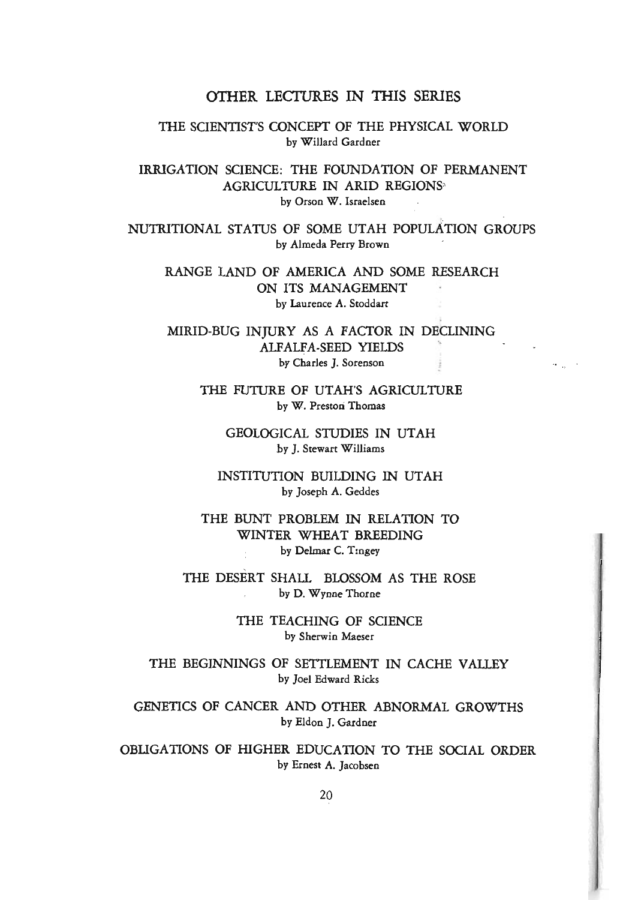## OTHER LECTURES IN THIS SERIES

THE SCIENTIST'S CONCEPT OF THE PHYSICAL WORLD
by Willard Gardner

IRRIGATION SCIENCE: THE FOUNDATION OF PERMANENT AGRICULTURE IN ARID REGIONS
by Orson W. Israelsen

NUTRITIONAL STATUS OF SOME UTAH POPULATION GROUPS
by Almeda Perry Brown

RANGE LAND OF AMERICA AND SOME RESEARCH ON ITS MANAGEMENT
by Laurence A. Stoddart

MIRID-BUG INJURY AS A FACTOR IN DECLINING ALFALFA-SEED YIELDS
by Charles J. Sorenson

THE FUTURE OF UTAH'S AGRICULTURE
by W. Preston Thomas

GEOLOGICAL STUDIES IN UTAH
by J. Stewart Williams

INSTITUTION BUILDING IN UTAH
by Joseph A. Geddes

THE BUNT PROBLEM IN RELATION TO WINTER WHEAT BREEDING
by Delmar C. Tingey

THE DESERT SHALL BLOSSOM AS THE ROSE
by D. Wynne Thorne

THE TEACHING OF SCIENCE
by Sherwin Maeser

THE BEGINNINGS OF SETTLEMENT IN CACHE VALLEY
by Joel Edward Ricks

GENETICS OF CANCER AND OTHER ABNORMAL GROWTHS
by Eldon J. Gardner

OBLIGATIONS OF HIGHER EDUCATION TO THE SOCIAL ORDER
by Ernest A. Jacobsen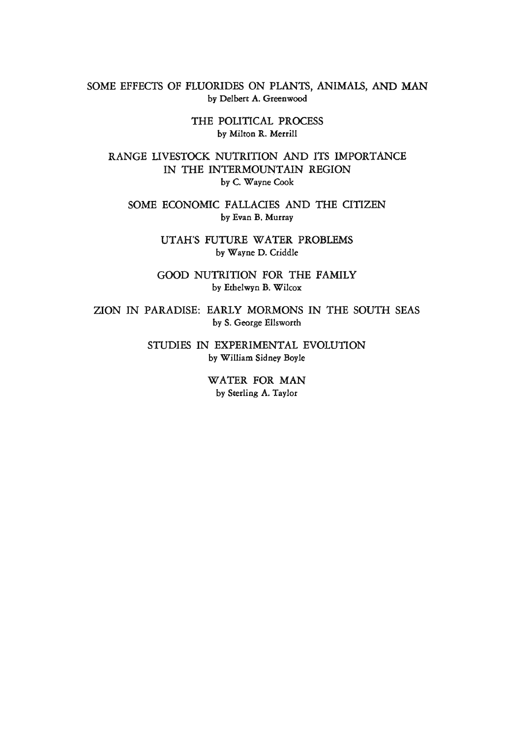SOME EFFECTS OF FLUORIDES ON PLANTS, ANIMALS, AND MAN
by Delbert A. Greenwood

THE POLITICAL PROCESS
by Milton R. Merrill

RANGE LIVESTOCK NUTRITION AND ITS IMPORTANCE IN THE INTERMOUNTAIN REGION
by C. Wayne Cook

SOME ECONOMIC FALLACIES AND THE CITIZEN
by Evan B. Murray

UTAH'S FUTURE WATER PROBLEMS
by Wayne D. Criddle

GOOD NUTRITION FOR THE FAMILY
by Ethelwyn B. Wilcox

ZION IN PARADISE: EARLY MORMONS IN THE SOUTH SEAS
by S. George Ellsworth

STUDIES IN EXPERIMENTAL EVOLUTION
by William Sidney Boyle

WATER FOR MAN
by Sterling A. Taylor